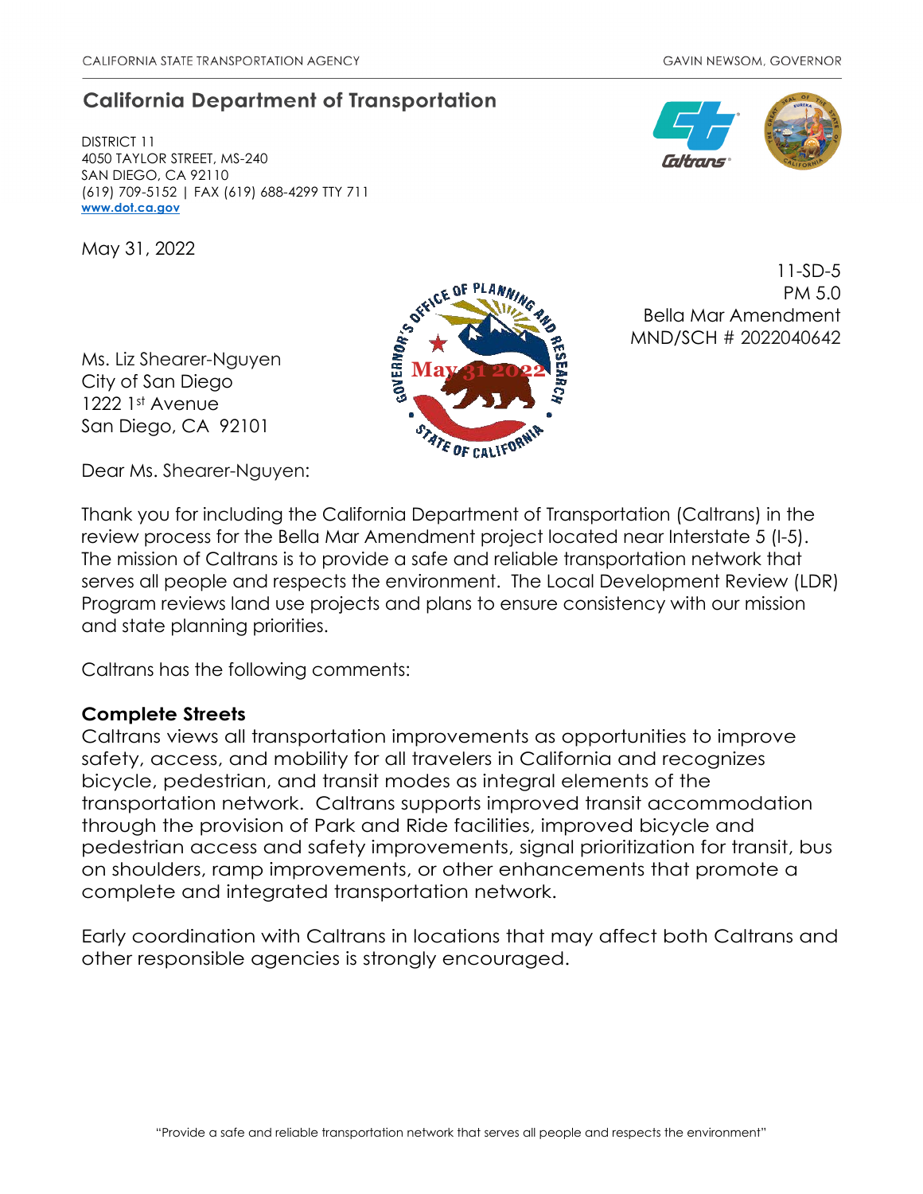CALIFORNIA STATE TRANSPORTATION AGENCY

GAVIN NEWSOM, GOVERNOR

## California Department of Transportation

DISTRICT 11
4050 TAYLOR STREET, MS-240
SAN DIEGO, CA 92110
(619) 709-5152 | FAX (619) 688-4299 TTY 711
www.dot.ca.gov

May 31, 2022

11-SD-5
PM 5.0
Bella Mar Amendment
MND/SCH # 2022040642

Governor's Office of Planning and Research
May 31 2022
State of California

Ms. Liz Shearer-Nguyen
City of San Diego
1222 1st Avenue
San Diego, CA 92101

Dear Ms. Shearer-Nguyen:

Thank you for including the California Department of Transportation (Caltrans) in the review process for the Bella Mar Amendment project located near Interstate 5 (I-5). The mission of Caltrans is to provide a safe and reliable transportation network that serves all people and respects the environment. The Local Development Review (LDR) Program reviews land use projects and plans to ensure consistency with our mission and state planning priorities.

Caltrans has the following comments:

**Complete Streets**
Caltrans views all transportation improvements as opportunities to improve safety, access, and mobility for all travelers in California and recognizes bicycle, pedestrian, and transit modes as integral elements of the transportation network. Caltrans supports improved transit accommodation through the provision of Park and Ride facilities, improved bicycle and pedestrian access and safety improvements, signal prioritization for transit, bus on shoulders, ramp improvements, or other enhancements that promote a complete and integrated transportation network.

Early coordination with Caltrans in locations that may affect both Caltrans and other responsible agencies is strongly encouraged.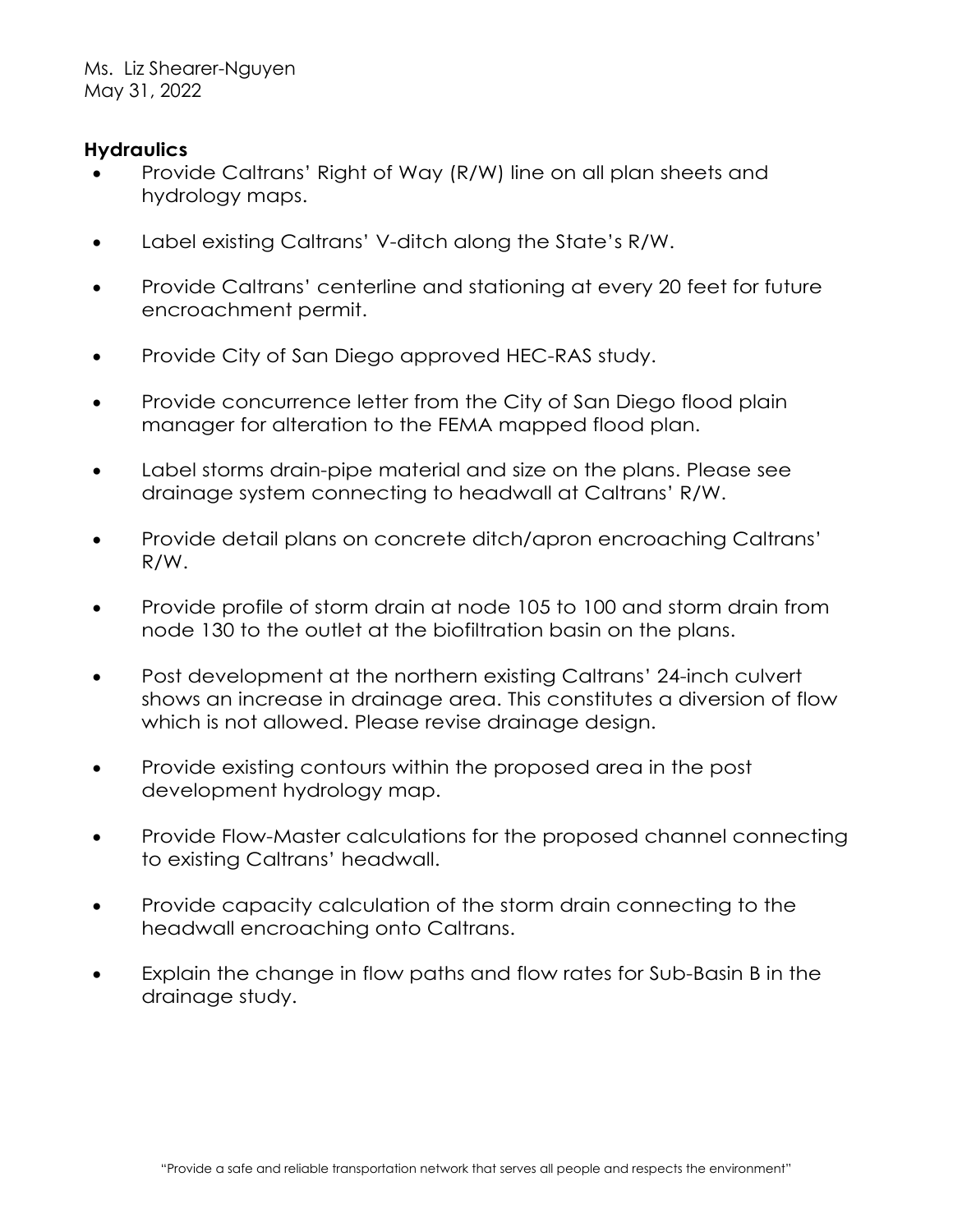## Hydraulics

- Provide Caltrans' Right of Way (R/W) line on all plan sheets and hydrology maps.
- Label existing Caltrans' V-ditch along the State's R/W.
- Provide Caltrans' centerline and stationing at every 20 feet for future encroachment permit.
- Provide City of San Diego approved HEC-RAS study.
- Provide concurrence letter from the City of San Diego flood plain manager for alteration to the FEMA mapped flood plan.
- Label storms drain-pipe material and size on the plans. Please see drainage system connecting to headwall at Caltrans' R/W.
- Provide detail plans on concrete ditch/apron encroaching Caltrans' R/W.
- Provide profile of storm drain at node 105 to 100 and storm drain from node 130 to the outlet at the biofiltration basin on the plans.
- Post development at the northern existing Caltrans' 24-inch culvert shows an increase in drainage area. This constitutes a diversion of flow which is not allowed. Please revise drainage design.
- Provide existing contours within the proposed area in the post development hydrology map.
- Provide Flow-Master calculations for the proposed channel connecting to existing Caltrans' headwall.
- Provide capacity calculation of the storm drain connecting to the headwall encroaching onto Caltrans.
- Explain the change in flow paths and flow rates for Sub-Basin B in the drainage study.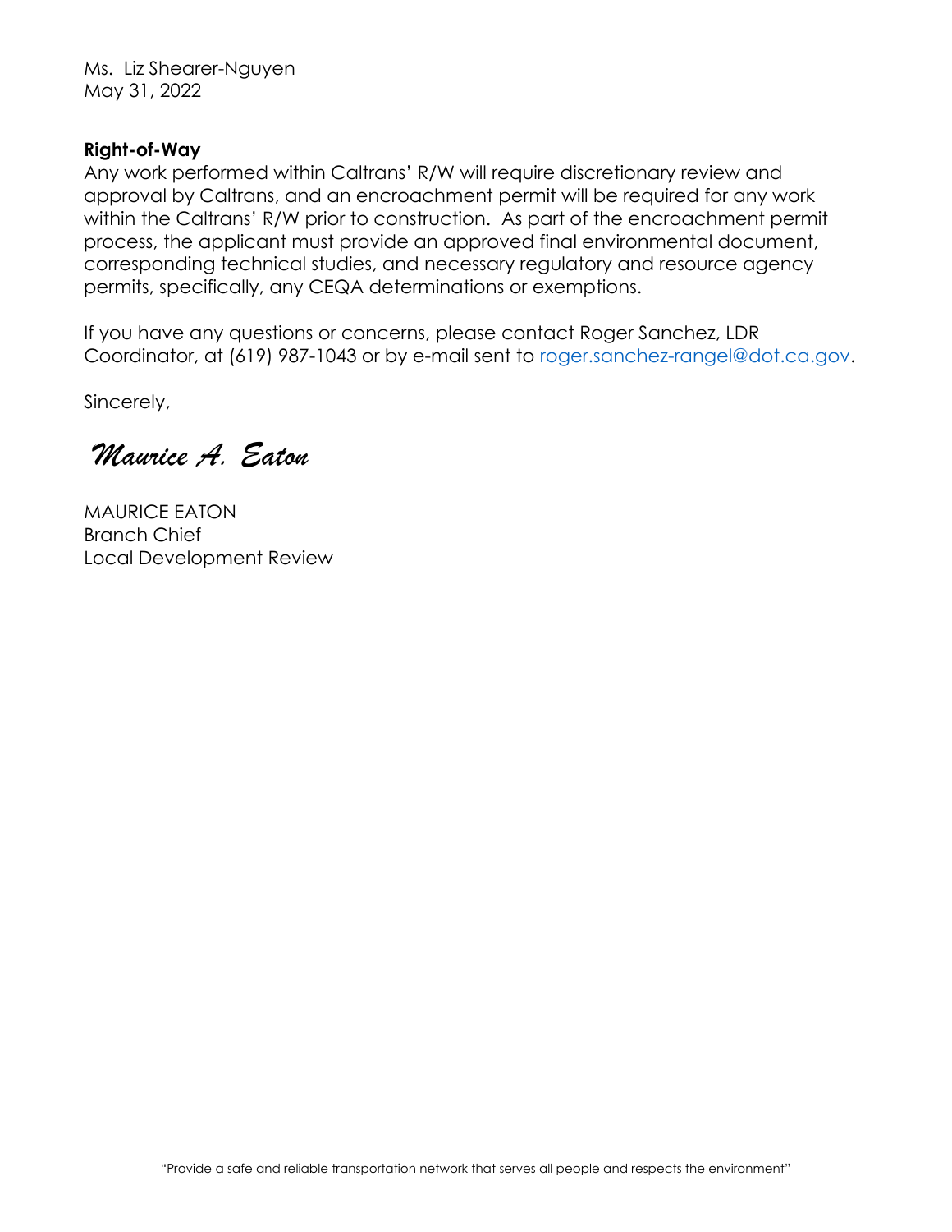Ms. Liz Shearer-Nguyen
May 31, 2022

**Right-of-Way**

Any work performed within Caltrans' R/W will require discretionary review and approval by Caltrans, and an encroachment permit will be required for any work within the Caltrans' R/W prior to construction. As part of the encroachment permit process, the applicant must provide an approved final environmental document, corresponding technical studies, and necessary regulatory and resource agency permits, specifically, any CEQA determinations or exemptions.

If you have any questions or concerns, please contact Roger Sanchez, LDR Coordinator, at (619) 987-1043 or by e-mail sent to roger.sanchez-rangel@dot.ca.gov.

Sincerely,

*Maurice A. Eaton*

MAURICE EATON
Branch Chief
Local Development Review

"Provide a safe and reliable transportation network that serves all people and respects the environment"